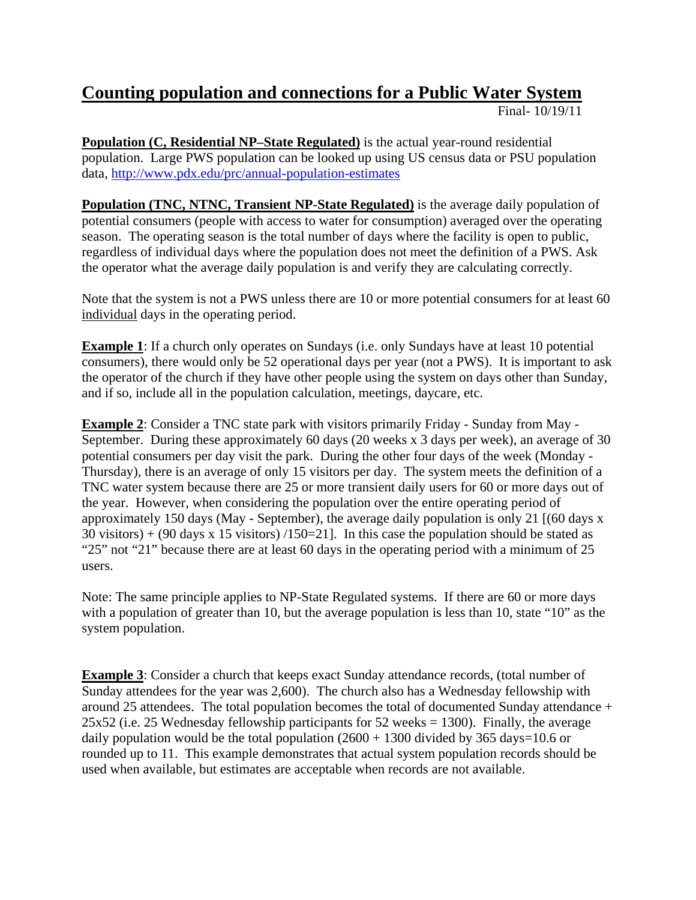# Counting population and connections for a Public Water System

Final- 10/19/11

**Population (C, Residential NP–State Regulated)** is the actual year-round residential population. Large PWS population can be looked up using US census data or PSU population data, http://www.pdx.edu/prc/annual-population-estimates

**Population (TNC, NTNC, Transient NP-State Regulated)** is the average daily population of potential consumers (people with access to water for consumption) averaged over the operating season. The operating season is the total number of days where the facility is open to public, regardless of individual days where the population does not meet the definition of a PWS. Ask the operator what the average daily population is and verify they are calculating correctly.

Note that the system is not a PWS unless there are 10 or more potential consumers for at least 60 individual days in the operating period.

**Example 1**: If a church only operates on Sundays (i.e. only Sundays have at least 10 potential consumers), there would only be 52 operational days per year (not a PWS). It is important to ask the operator of the church if they have other people using the system on days other than Sunday, and if so, include all in the population calculation, meetings, daycare, etc.

**Example 2**: Consider a TNC state park with visitors primarily Friday - Sunday from May - September. During these approximately 60 days (20 weeks x 3 days per week), an average of 30 potential consumers per day visit the park. During the other four days of the week (Monday - Thursday), there is an average of only 15 visitors per day. The system meets the definition of a TNC water system because there are 25 or more transient daily users for 60 or more days out of the year. However, when considering the population over the entire operating period of approximately 150 days (May - September), the average daily population is only 21 [(60 days x 30 visitors) + (90 days x 15 visitors) /150=21]. In this case the population should be stated as "25" not "21" because there are at least 60 days in the operating period with a minimum of 25 users.

Note: The same principle applies to NP-State Regulated systems. If there are 60 or more days with a population of greater than 10, but the average population is less than 10, state "10" as the system population.

**Example 3**: Consider a church that keeps exact Sunday attendance records, (total number of Sunday attendees for the year was 2,600). The church also has a Wednesday fellowship with around 25 attendees. The total population becomes the total of documented Sunday attendance + 25x52 (i.e. 25 Wednesday fellowship participants for 52 weeks = 1300). Finally, the average daily population would be the total population (2600 + 1300 divided by 365 days=10.6 or rounded up to 11. This example demonstrates that actual system population records should be used when available, but estimates are acceptable when records are not available.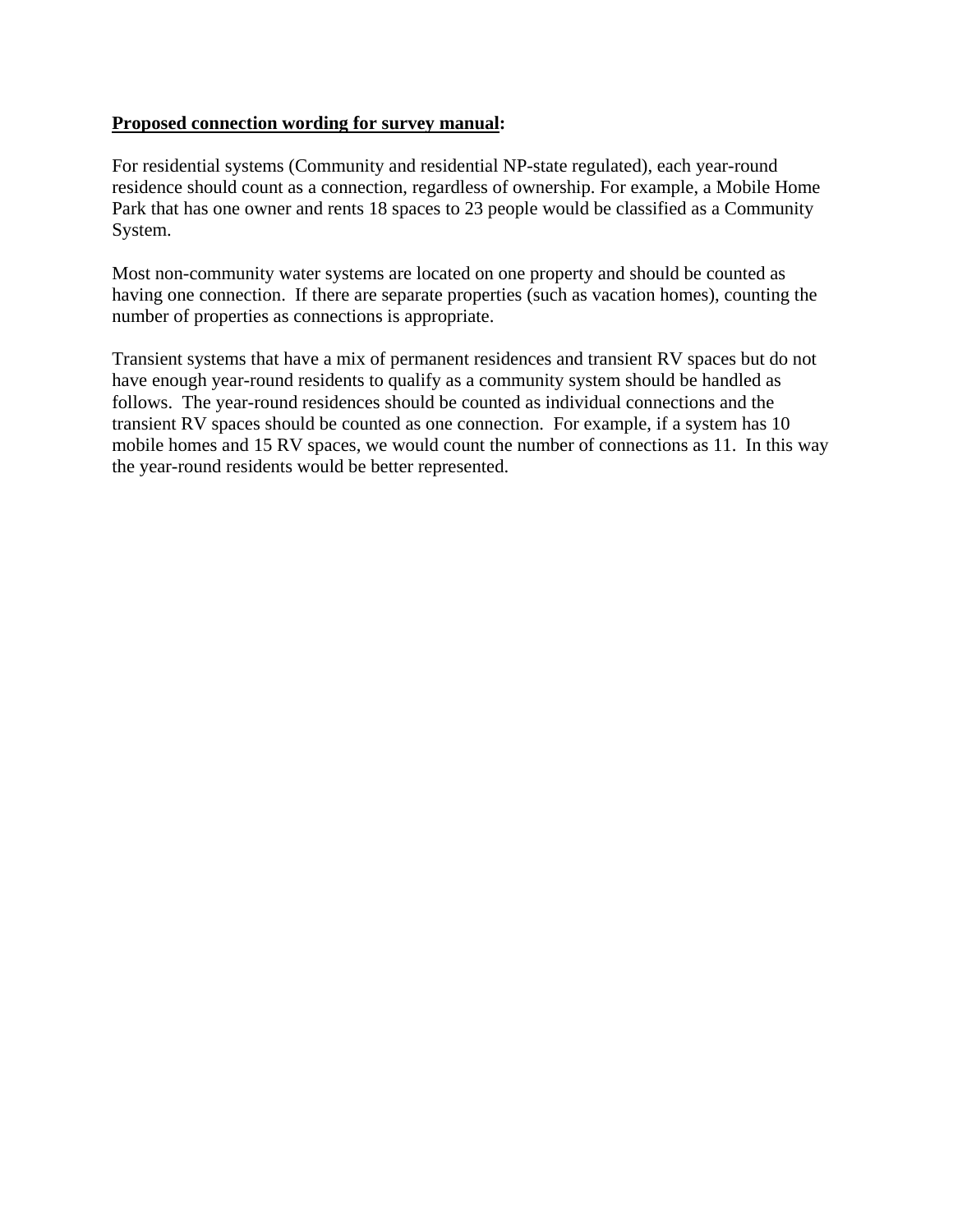**<u>Proposed connection wording for survey manual</u>:**

For residential systems (Community and residential NP-state regulated), each year-round residence should count as a connection, regardless of ownership. For example, a Mobile Home Park that has one owner and rents 18 spaces to 23 people would be classified as a Community System.

Most non-community water systems are located on one property and should be counted as having one connection. If there are separate properties (such as vacation homes), counting the number of properties as connections is appropriate.

Transient systems that have a mix of permanent residences and transient RV spaces but do not have enough year-round residents to qualify as a community system should be handled as follows. The year-round residences should be counted as individual connections and the transient RV spaces should be counted as one connection. For example, if a system has 10 mobile homes and 15 RV spaces, we would count the number of connections as 11. In this way the year-round residents would be better represented.